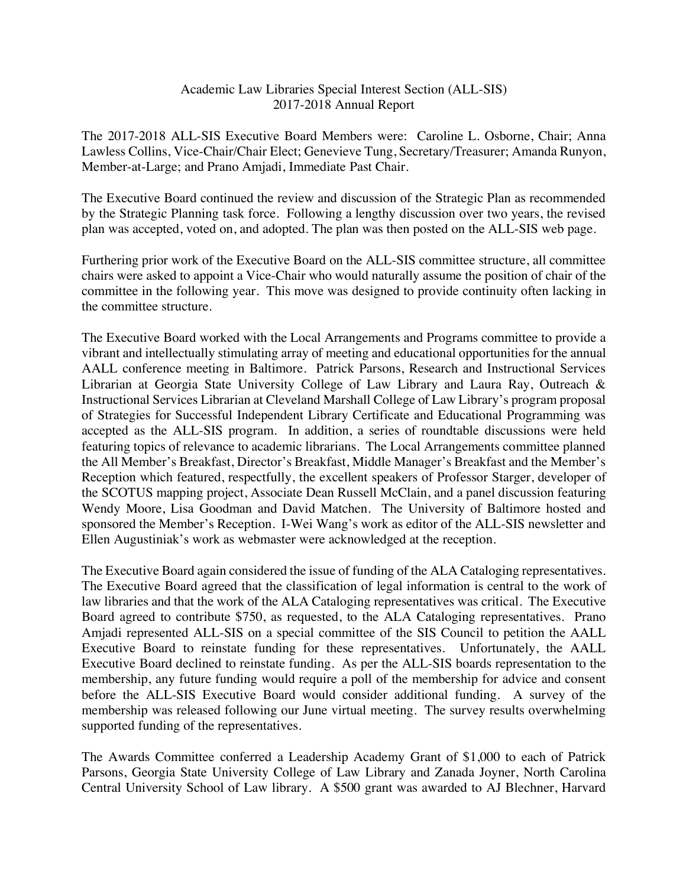Academic Law Libraries Special Interest Section (ALL-SIS)
2017-2018 Annual Report

The 2017-2018 ALL-SIS Executive Board Members were: Caroline L. Osborne, Chair; Anna Lawless Collins, Vice-Chair/Chair Elect; Genevieve Tung, Secretary/Treasurer; Amanda Runyon, Member-at-Large; and Prano Amjadi, Immediate Past Chair.

The Executive Board continued the review and discussion of the Strategic Plan as recommended by the Strategic Planning task force. Following a lengthy discussion over two years, the revised plan was accepted, voted on, and adopted. The plan was then posted on the ALL-SIS web page.

Furthering prior work of the Executive Board on the ALL-SIS committee structure, all committee chairs were asked to appoint a Vice-Chair who would naturally assume the position of chair of the committee in the following year. This move was designed to provide continuity often lacking in the committee structure.

The Executive Board worked with the Local Arrangements and Programs committee to provide a vibrant and intellectually stimulating array of meeting and educational opportunities for the annual AALL conference meeting in Baltimore. Patrick Parsons, Research and Instructional Services Librarian at Georgia State University College of Law Library and Laura Ray, Outreach & Instructional Services Librarian at Cleveland Marshall College of Law Library's program proposal of Strategies for Successful Independent Library Certificate and Educational Programming was accepted as the ALL-SIS program. In addition, a series of roundtable discussions were held featuring topics of relevance to academic librarians. The Local Arrangements committee planned the All Member's Breakfast, Director's Breakfast, Middle Manager's Breakfast and the Member's Reception which featured, respectfully, the excellent speakers of Professor Starger, developer of the SCOTUS mapping project, Associate Dean Russell McClain, and a panel discussion featuring Wendy Moore, Lisa Goodman and David Matchen. The University of Baltimore hosted and sponsored the Member's Reception. I-Wei Wang's work as editor of the ALL-SIS newsletter and Ellen Augustiniak's work as webmaster were acknowledged at the reception.

The Executive Board again considered the issue of funding of the ALA Cataloging representatives. The Executive Board agreed that the classification of legal information is central to the work of law libraries and that the work of the ALA Cataloging representatives was critical. The Executive Board agreed to contribute $750, as requested, to the ALA Cataloging representatives. Prano Amjadi represented ALL-SIS on a special committee of the SIS Council to petition the AALL Executive Board to reinstate funding for these representatives. Unfortunately, the AALL Executive Board declined to reinstate funding. As per the ALL-SIS boards representation to the membership, any future funding would require a poll of the membership for advice and consent before the ALL-SIS Executive Board would consider additional funding. A survey of the membership was released following our June virtual meeting. The survey results overwhelming supported funding of the representatives.

The Awards Committee conferred a Leadership Academy Grant of $1,000 to each of Patrick Parsons, Georgia State University College of Law Library and Zanada Joyner, North Carolina Central University School of Law library. A $500 grant was awarded to AJ Blechner, Harvard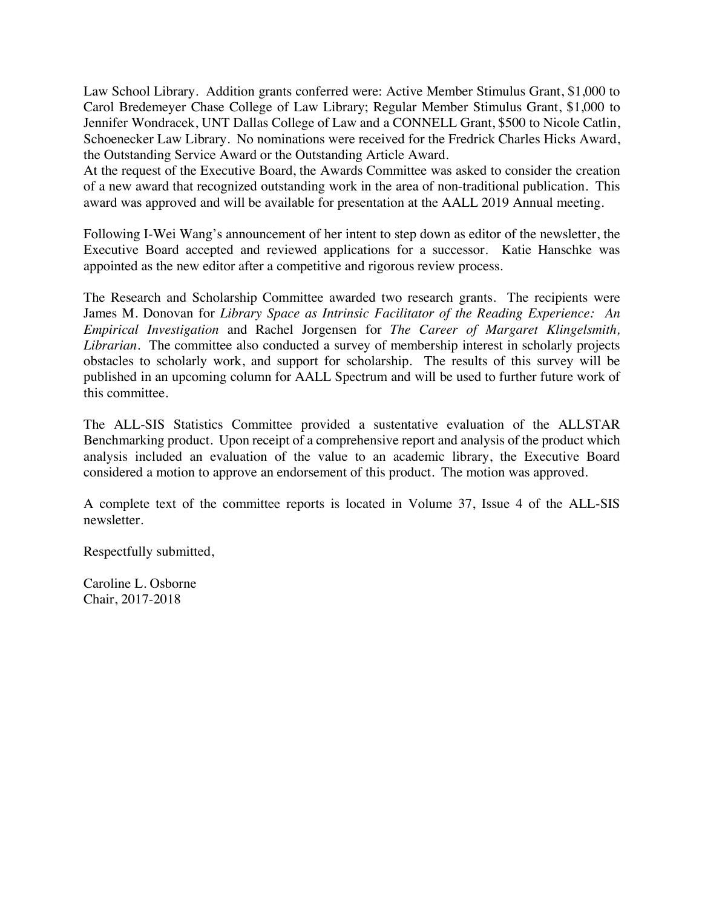Law School Library. Addition grants conferred were: Active Member Stimulus Grant, $1,000 to Carol Bredemeyer Chase College of Law Library; Regular Member Stimulus Grant, $1,000 to Jennifer Wondracek, UNT Dallas College of Law and a CONNELL Grant, $500 to Nicole Catlin, Schoenecker Law Library. No nominations were received for the Fredrick Charles Hicks Award, the Outstanding Service Award or the Outstanding Article Award.
At the request of the Executive Board, the Awards Committee was asked to consider the creation of a new award that recognized outstanding work in the area of non-traditional publication. This award was approved and will be available for presentation at the AALL 2019 Annual meeting.

Following I-Wei Wang's announcement of her intent to step down as editor of the newsletter, the Executive Board accepted and reviewed applications for a successor. Katie Hanschke was appointed as the new editor after a competitive and rigorous review process.

The Research and Scholarship Committee awarded two research grants. The recipients were James M. Donovan for *Library Space as Intrinsic Facilitator of the Reading Experience: An Empirical Investigation* and Rachel Jorgensen for *The Career of Margaret Klingelsmith, Librarian*. The committee also conducted a survey of membership interest in scholarly projects obstacles to scholarly work, and support for scholarship. The results of this survey will be published in an upcoming column for AALL Spectrum and will be used to further future work of this committee.

The ALL-SIS Statistics Committee provided a sustentative evaluation of the ALLSTAR Benchmarking product. Upon receipt of a comprehensive report and analysis of the product which analysis included an evaluation of the value to an academic library, the Executive Board considered a motion to approve an endorsement of this product. The motion was approved.

A complete text of the committee reports is located in Volume 37, Issue 4 of the ALL-SIS newsletter.

Respectfully submitted,

Caroline L. Osborne
Chair, 2017-2018